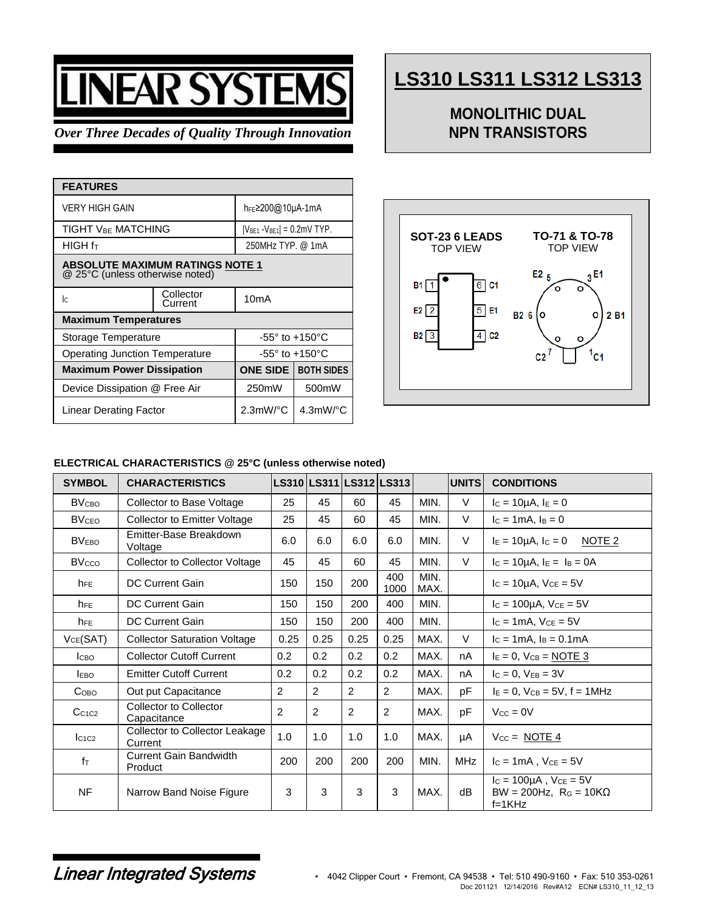# LINEAR SYSTEMS

*Over Three Decades of Quality Through Innovation*

# LS310 LS311 LS312 LS313

## MONOLITHIC DUAL NPN TRANSISTORS

| FEATURES | | | |
|---|---|---|---|
| VERY HIGH GAIN | | $h_{FE}$≥200@10μA-1mA | |
| TIGHT $V_{BE}$ MATCHING | | $\|V_{BE1} - V_{BE1}\|$ = 0.2mV TYP. | |
| HIGH $f_T$ | | 250MHz TYP. @ 1mA | |
| **ABSOLUTE MAXIMUM RATINGS NOTE 1** @ 25°C (unless otherwise noted) | | | |
| $I_C$ | Collector Current | 10mA | |
| **Maximum Temperatures** | | | |
| Storage Temperature | | -55° to +150°C | |
| Operating Junction Temperature | | -55° to +150°C | |
| **Maximum Power Dissipation** | | **ONE SIDE** | **BOTH SIDES** |
| Device Dissipation @ Free Air | | 250mW | 500mW |
| Linear Derating Factor | | 2.3mW/°C | 4.3mW/°C |

**SOT-23 6 LEADS** TOP VIEW: B1 1, E2 2, B2 3, C2 4, E1 5, C1 6

**TO-71 & TO-78** TOP VIEW: 1 C1, 2 B1, 3 E1, 5 E2, 6 B2, 7 C2

**ELECTRICAL CHARACTERISTICS @ 25°C (unless otherwise noted)**

| SYMBOL | CHARACTERISTICS | LS310 | LS311 | LS312 | LS313 | | UNITS | CONDITIONS |
|---|---|---|---|---|---|---|---|---|
| $BV_{CBO}$ | Collector to Base Voltage | 25 | 45 | 60 | 45 | MIN. | V | $I_C$ = 10μA, $I_E$ = 0 |
| $BV_{CEO}$ | Collector to Emitter Voltage | 25 | 45 | 60 | 45 | MIN. | V | $I_C$ = 1mA, $I_B$ = 0 |
| $BV_{EBO}$ | Emitter-Base Breakdown Voltage | 6.0 | 6.0 | 6.0 | 6.0 | MIN. | V | $I_E$ = 10μA, $I_C$ = 0 NOTE 2 |
| $BV_{CCO}$ | Collector to Collector Voltage | 45 | 45 | 60 | 45 | MIN. | V | $I_C$ = 10μA, $I_E$ = $I_B$ = 0A |
| $h_{FE}$ | DC Current Gain | 150 | 150 | 200 | 400<br>1000 | MIN.<br>MAX. | | $I_C$ = 10μA, $V_{CE}$ = 5V |
| $h_{FE}$ | DC Current Gain | 150 | 150 | 200 | 400 | MIN. | | $I_C$ = 100μA, $V_{CE}$ = 5V |
| $h_{FE}$ | DC Current Gain | 150 | 150 | 200 | 400 | MIN. | | $I_C$ = 1mA, $V_{CE}$ = 5V |
| $V_{CE}$(SAT) | Collector Saturation Voltage | 0.25 | 0.25 | 0.25 | 0.25 | MAX. | V | $I_C$ = 1mA, $I_B$ = 0.1mA |
| $I_{CBO}$ | Collector Cutoff Current | 0.2 | 0.2 | 0.2 | 0.2 | MAX. | nA | $I_E$ = 0, $V_{CB}$ = NOTE 3 |
| $I_{EBO}$ | Emitter Cutoff Current | 0.2 | 0.2 | 0.2 | 0.2 | MAX. | nA | $I_C$ = 0, $V_{EB}$ = 3V |
| $C_{OBO}$ | Out put Capacitance | 2 | 2 | 2 | 2 | MAX. | pF | $I_E$ = 0, $V_{CB}$ = 5V, f = 1MHz |
| $C_{C1C2}$ | Collector to Collector Capacitance | 2 | 2 | 2 | 2 | MAX. | pF | $V_{CC}$ = 0V |
| $I_{C1C2}$ | Collector to Collector Leakage Current | 1.0 | 1.0 | 1.0 | 1.0 | MAX. | μA | $V_{CC}$ = NOTE 4 |
| $f_T$ | Current Gain Bandwidth Product | 200 | 200 | 200 | 200 | MIN. | MHz | $I_C$ = 1mA , $V_{CE}$ = 5V |
| NF | Narrow Band Noise Figure | 3 | 3 | 3 | 3 | MAX. | dB | $I_C$ = 100μA , $V_{CE}$ = 5V<br>BW = 200Hz, $R_G$ = 10KΩ<br>f=1KHz |

*Linear Integrated Systems* • 4042 Clipper Court • Fremont, CA 94538 • Tel: 510 490-9160 • Fax: 510 353-0261

Doc 201121 12/14/2016 Rev#A12 ECN# LS310_11_12_13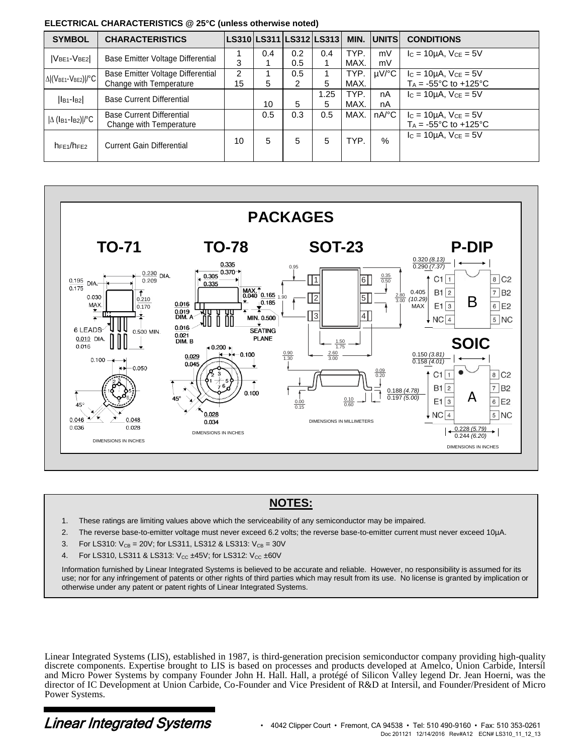**ELECTRICAL CHARACTERISTICS @ 25°C (unless otherwise noted)**

| SYMBOL | CHARACTERISTICS | LS310 | LS311 | LS312 | LS313 | MIN. | UNITS | CONDITIONS |
|---|---|---|---|---|---|---|---|---|
| $\|V_{BE1}-V_{BE2}\|$ | Base Emitter Voltage Differential | 1<br>3 | 0.4<br>1 | 0.2<br>0.5 | 0.4<br>1 | TYP.<br>MAX. | mV<br>mV | $I_C = 10\mu A$, $V_{CE} = 5V$ |
| $\Delta\|(V_{BE1}-V_{BE2})\|/°C$ | Base Emitter Voltage Differential Change with Temperature | 2<br>15 | 1<br>5 | 0.5<br>2 | 1<br>5 | TYP.<br>MAX. | µV/°C | $I_C = 10\mu A$, $V_{CE} = 5V$<br>$T_A$ = -55°C to +125°C |
| $\|I_{B1}-I_{B2}\|$ | Base Current Differential | | <br>10 | <br>5 | 1.25<br>5 | TYP.<br>MAX. | nA<br>nA | $I_C = 10\mu A$, $V_{CE} = 5V$ |
| $\|\Delta (I_{B1}-I_{B2})\|/°C$ | Base Current Differential Change with Temperature | | 0.5 | 0.3 | 0.5 | MAX. | nA/°C | $I_C = 10\mu A$, $V_{CE} = 5V$<br>$T_A$ = -55°C to +125°C |
| $h_{FE1}/h_{FE2}$ | Current Gain Differential | 10 | 5 | 5 | 5 | TYP. | % | $I_C = 10\mu A$, $V_{CE} = 5V$ |

## PACKAGES

**TO-71**

0.230 / 0.209 DIA.
0.195 / 0.175 DIA.
0.030 MAX.
0.210 / 0.170
6 LEADS
0.019 / 0.016 DIA.
0.500 MIN.
0.100
0.050
45°
0.046 / 0.036
0.048 / 0.028
DIMENSIONS IN INCHES

**TO-78**

0.335 / 0.370
0.305 / 0.335
MAX. 0.040
0.165 / 0.185
0.016 / 0.019 DIM. A
MIN. 0.500
0.016 / 0.021 DIM. B
SEATING PLANE
0.200
0.100
0.029 / 0.045
45°
0.100
0.028 / 0.034
DIMENSIONS IN INCHES

**SOT-23**

0.95
1.90
0.35 / 0.50
2.80 / 3.00
1.50 / 1.75
0.90 / 1.30
2.60 / 3.00
0.09 / 0.20
0.00 / 0.15
0.10 / 0.60
DIMENSIONS IN MILLIMETERS

**P-DIP**

0.320 *(8.13)* / 0.290 *(7.37)*
0.405 *(10.29)* MAX
C1, B1, E1, NC, C2, B2, E2, NC

**SOIC**

0.150 *(3.81)* / 0.158 *(4.01)*
0.188 *(4.78)* / 0.197 *(5.00)*
0.228 *(5.79)* / 0.244 *(6.20)*
C1, B1, E1, NC, C2, B2, E2, NC
DIMENSIONS IN INCHES

## NOTES:

1. These ratings are limiting values above which the serviceability of any semiconductor may be impaired.
2. The reverse base-to-emitter voltage must never exceed 6.2 volts; the reverse base-to-emitter current must never exceed 10µA.
3. For LS310: $V_{CB}$ = 20V; for LS311, LS312 & LS313: $V_{CB}$ = 30V
4. For LS310, LS311 & LS313: $V_{CC}$ ±45V; for LS312: $V_{CC}$ ±60V

Information furnished by Linear Integrated Systems is believed to be accurate and reliable. However, no responsibility is assumed for its use; nor for any infringement of patents or other rights of third parties which may result from its use. No license is granted by implication or otherwise under any patent or patent rights of Linear Integrated Systems.

Linear Integrated Systems (LIS), established in 1987, is third-generation precision semiconductor company providing high-quality discrete components. Expertise brought to LIS is based on processes and products developed at Amelco, Union Carbide, Intersil and Micro Power Systems by company Founder John H. Hall. Hall, a protégé of Silicon Valley legend Dr. Jean Hoerni, was the director of IC Development at Union Carbide, Co-Founder and Vice President of R&D at Intersil, and Founder/President of Micro Power Systems.

*Linear Integrated Systems* • 4042 Clipper Court • Fremont, CA 94538 • Tel: 510 490-9160 • Fax: 510 353-0261

Doc 201121 12/14/2016 Rev#A12 ECN# LS310_11_12_13